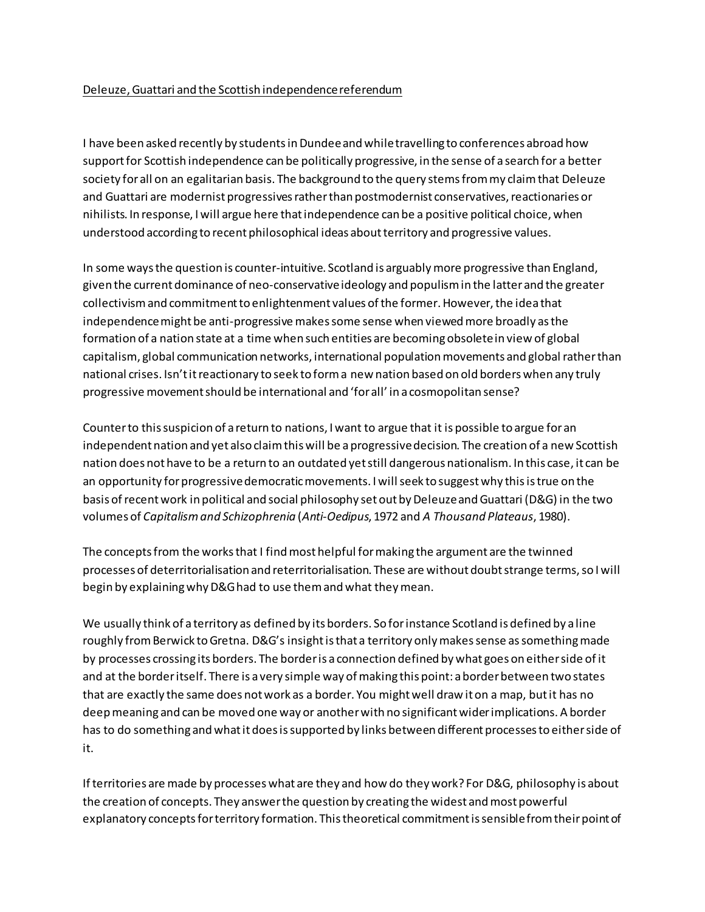Deleuze, Guattari and the Scottish independence referendum

I have been asked recently by students in Dundee and while travelling to conferences abroad how support for Scottish independence can be politically progressive, in the sense of a search for a better society for all on an egalitarian basis. The background to the query stems from my claim that Deleuze and Guattari are modernist progressives rather than postmodernist conservatives, reactionaries or nihilists. In response, I will argue here that independence can be a positive political choice, when understood according to recent philosophical ideas about territory and progressive values.

In some ways the question is counter-intuitive. Scotland is arguably more progressive than England, given the current dominance of neo-conservative ideology and populism in the latter and the greater collectivism and commitment to enlightenment values of the former. However, the idea that independence might be anti-progressive makes some sense when viewed more broadly as the formation of a nation state at a time when such entities are becoming obsolete in view of global capitalism, global communication networks, international population movements and global rather than national crises. Isn't it reactionary to seek to form a new nation based on old borders when any truly progressive movement should be international and 'for all' in a cosmopolitan sense?

Counter to this suspicion of a return to nations, I want to argue that it is possible to argue for an independent nation and yet also claim this will be a progressive decision. The creation of a new Scottish nation does not have to be a return to an outdated yet still dangerous nationalism. In this case, it can be an opportunity for progressive democratic movements. I will seek to suggest why this is true on the basis of recent work in political and social philosophy set out by Deleuze and Guattari (D&G) in the two volumes of *Capitalism and Schizophrenia* (*Anti-Oedipus*, 1972 and *A Thousand Plateaus*, 1980).

The concepts from the works that I find most helpful for making the argument are the twinned processes of deterritorialisation and reterritorialisation. These are without doubt strange terms, so I will begin by explaining why D&G had to use them and what they mean.

We usually think of a territory as defined by its borders. So for instance Scotland is defined by a line roughly from Berwick to Gretna. D&G's insight is that a territory only makes sense as something made by processes crossing its borders. The border is a connection defined by what goes on either side of it and at the border itself. There is a very simple way of making this point: a border between two states that are exactly the same does not work as a border. You might well draw it on a map, but it has no deep meaning and can be moved one way or another with no significant wider implications. A border has to do something and what it does is supported by links between different processes to either side of it.

If territories are made by processes what are they and how do they work? For D&G, philosophy is about the creation of concepts. They answer the question by creating the widest and most powerful explanatory concepts for territory formation. This theoretical commitment is sensible from their point of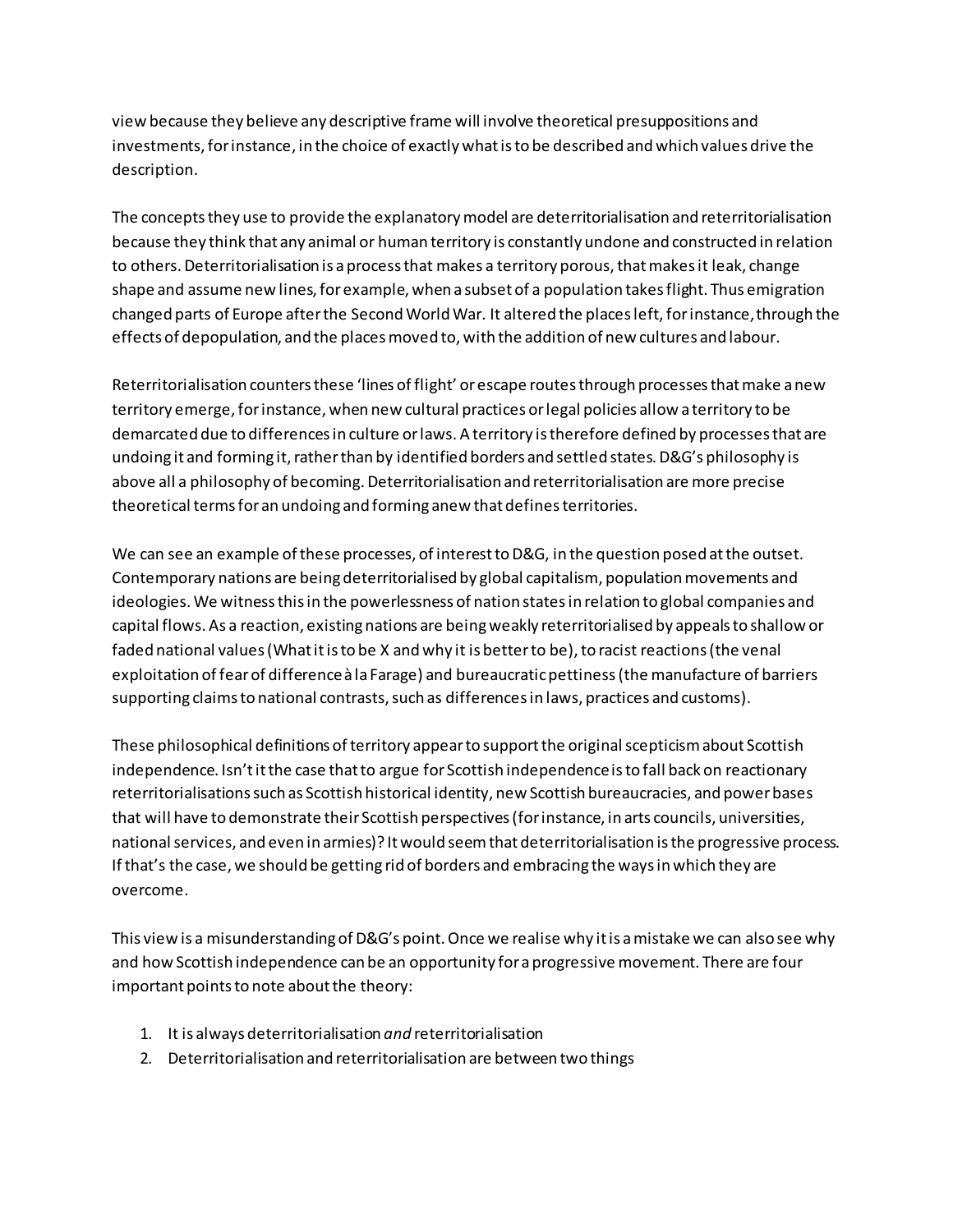view because they believe any descriptive frame will involve theoretical presuppositions and investments, for instance, in the choice of exactly what is to be described and which values drive the description.

The concepts they use to provide the explanatory model are deterritorialisation and reterritorialisation because they think that any animal or human territory is constantly undone and constructed in relation to others. Deterritorialisation is a process that makes a territory porous, that makes it leak, change shape and assume new lines, for example, when a subset of a population takes flight. Thus emigration changed parts of Europe after the Second World War. It altered the places left, for instance, through the effects of depopulation, and the places moved to, with the addition of new cultures and labour.

Reterritorialisation counters these 'lines of flight' or escape routes through processes that make a new territory emerge, for instance, when new cultural practices or legal policies allow a territory to be demarcated due to differences in culture or laws. A territory is therefore defined by processes that are undoing it and forming it, rather than by identified borders and settled states. D&G's philosophy is above all a philosophy of becoming. Deterritorialisation and reterritorialisation are more precise theoretical terms for an undoing and forming anew that defines territories.

We can see an example of these processes, of interest to D&G, in the question posed at the outset. Contemporary nations are being deterritorialised by global capitalism, population movements and ideologies. We witness this in the powerlessness of nation states in relation to global companies and capital flows. As a reaction, existing nations are being weakly reterritorialised by appeals to shallow or faded national values (What it is to be X and why it is better to be), to racist reactions (the venal exploitation of fear of difference à la Farage) and bureaucratic pettiness (the manufacture of barriers supporting claims to national contrasts, such as differences in laws, practices and customs).

These philosophical definitions of territory appear to support the original scepticism about Scottish independence. Isn't it the case that to argue for Scottish independence is to fall back on reactionary reterritorialisations such as Scottish historical identity, new Scottish bureaucracies, and power bases that will have to demonstrate their Scottish perspectives (for instance, in arts councils, universities, national services, and even in armies)? It would seem that deterritorialisation is the progressive process. If that's the case, we should be getting rid of borders and embracing the ways in which they are overcome.

This view is a misunderstanding of D&G's point. Once we realise why it is a mistake we can also see why and how Scottish independence can be an opportunity for a progressive movement. There are four important points to note about the theory:

1. It is always deterritorialisation *and* reterritorialisation
2. Deterritorialisation and reterritorialisation are between two things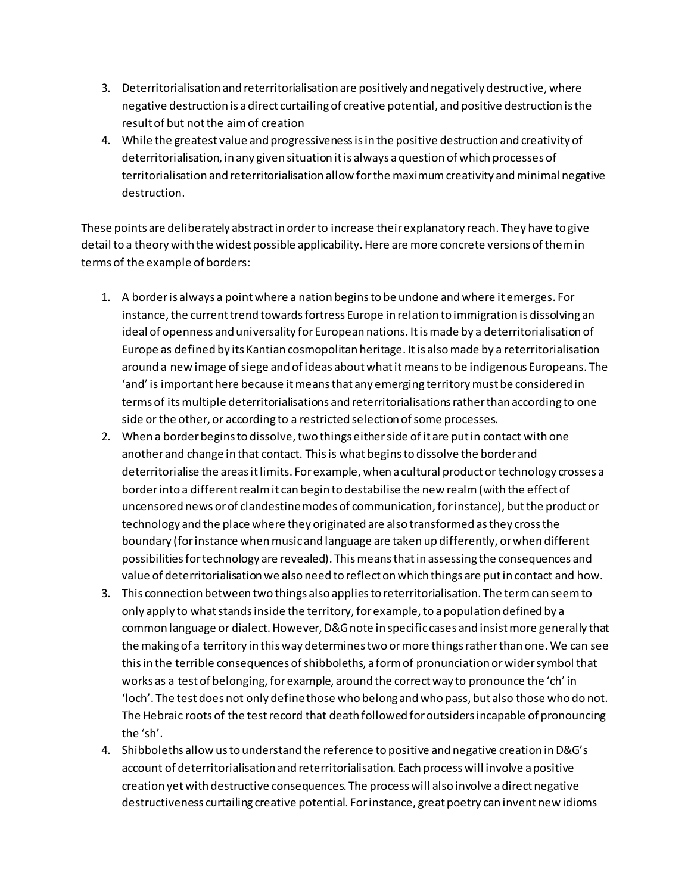3. Deterritorialisation and reterritorialisation are positively and negatively destructive, where negative destruction is a direct curtailing of creative potential, and positive destruction is the result of but not the aim of creation
4. While the greatest value and progressiveness is in the positive destruction and creativity of deterritorialisation, in any given situation it is always a question of which processes of territorialisation and reterritorialisation allow for the maximum creativity and minimal negative destruction.

These points are deliberately abstract in order to increase their explanatory reach. They have to give detail to a theory with the widest possible applicability. Here are more concrete versions of them in terms of the example of borders:

1. A border is always a point where a nation begins to be undone and where it emerges. For instance, the current trend towards fortress Europe in relation to immigration is dissolving an ideal of openness and universality for European nations. It is made by a deterritorialisation of Europe as defined by its Kantian cosmopolitan heritage. It is also made by a reterritorialisation around a new image of siege and of ideas about what it means to be indigenous Europeans. The 'and' is important here because it means that any emerging territory must be considered in terms of its multiple deterritorialisations and reterritorialisations rather than according to one side or the other, or according to a restricted selection of some processes.
2. When a border begins to dissolve, two things either side of it are put in contact with one another and change in that contact. This is what begins to dissolve the border and deterritorialise the areas it limits. For example, when a cultural product or technology crosses a border into a different realm it can begin to destabilise the new realm (with the effect of uncensored news or of clandestine modes of communication, for instance), but the product or technology and the place where they originated are also transformed as they cross the boundary (for instance when music and language are taken up differently, or when different possibilities for technology are revealed). This means that in assessing the consequences and value of deterritorialisation we also need to reflect on which things are put in contact and how.
3. This connection between two things also applies to reterritorialisation. The term can seem to only apply to what stands inside the territory, for example, to a population defined by a common language or dialect. However, D&G note in specific cases and insist more generally that the making of a territory in this way determines two or more things rather than one. We can see this in the terrible consequences of shibboleths, a form of pronunciation or wider symbol that works as a test of belonging, for example, around the correct way to pronounce the 'ch' in 'loch'. The test does not only define those who belong and who pass, but also those who do not. The Hebraic roots of the test record that death followed for outsiders incapable of pronouncing the 'sh'.
4. Shibboleths allow us to understand the reference to positive and negative creation in D&G's account of deterritorialisation and reterritorialisation. Each process will involve a positive creation yet with destructive consequences. The process will also involve a direct negative destructiveness curtailing creative potential. For instance, great poetry can invent new idioms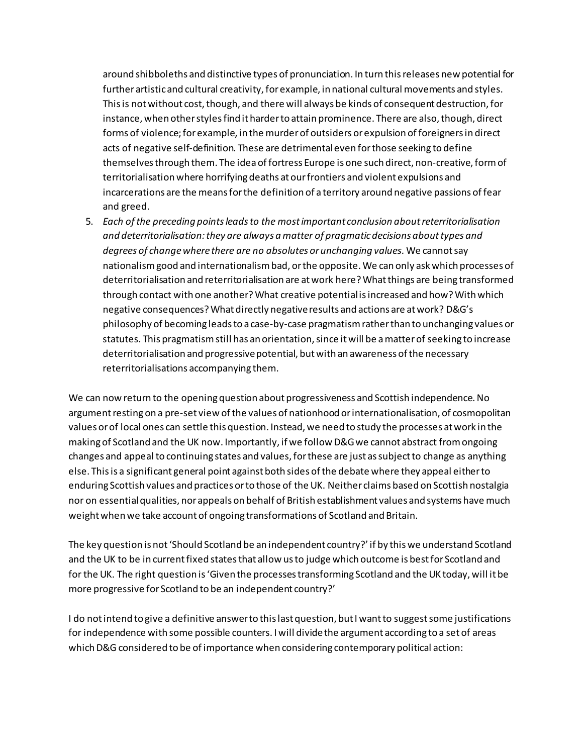around shibboleths and distinctive types of pronunciation. In turn this releases new potential for further artistic and cultural creativity, for example, in national cultural movements and styles. This is not without cost, though, and there will always be kinds of consequent destruction, for instance, when other styles find it harder to attain prominence. There are also, though, direct forms of violence; for example, in the murder of outsiders or expulsion of foreigners in direct acts of negative self-definition. These are detrimental even for those seeking to define themselves through them. The idea of fortress Europe is one such direct, non-creative, form of territorialisation where horrifying deaths at our frontiers and violent expulsions and incarcerations are the means for the definition of a territory around negative passions of fear and greed.

5. *Each of the preceding points leads to the most important conclusion about reterritorialisation and deterritorialisation: they are always a matter of pragmatic decisions about types and degrees of change where there are no absolutes or unchanging values.* We cannot say nationalism good and internationalism bad, or the opposite. We can only ask which processes of deterritorialisation and reterritorialisation are at work here? What things are being transformed through contact with one another? What creative potential is increased and how? With which negative consequences? What directly negative results and actions are at work? D&G's philosophy of becoming leads to a case-by-case pragmatism rather than to unchanging values or statutes. This pragmatism still has an orientation, since it will be a matter of seeking to increase deterritorialisation and progressive potential, but with an awareness of the necessary reterritorialisations accompanying them.

We can now return to the opening question about progressiveness and Scottish independence. No argument resting on a pre-set view of the values of nationhood or internationalisation, of cosmopolitan values or of local ones can settle this question. Instead, we need to study the processes at work in the making of Scotland and the UK now. Importantly, if we follow D&G we cannot abstract from ongoing changes and appeal to continuing states and values, for these are just as subject to change as anything else. This is a significant general point against both sides of the debate where they appeal either to enduring Scottish values and practices or to those of the UK. Neither claims based on Scottish nostalgia nor on essential qualities, nor appeals on behalf of British establishment values and systems have much weight when we take account of ongoing transformations of Scotland and Britain.

The key question is not 'Should Scotland be an independent country?' if by this we understand Scotland and the UK to be in current fixed states that allow us to judge which outcome is best for Scotland and for the UK. The right question is 'Given the processes transforming Scotland and the UK today, will it be more progressive for Scotland to be an independent country?'

I do not intend to give a definitive answer to this last question, but I want to suggest some justifications for independence with some possible counters. I will divide the argument according to a set of areas which D&G considered to be of importance when considering contemporary political action: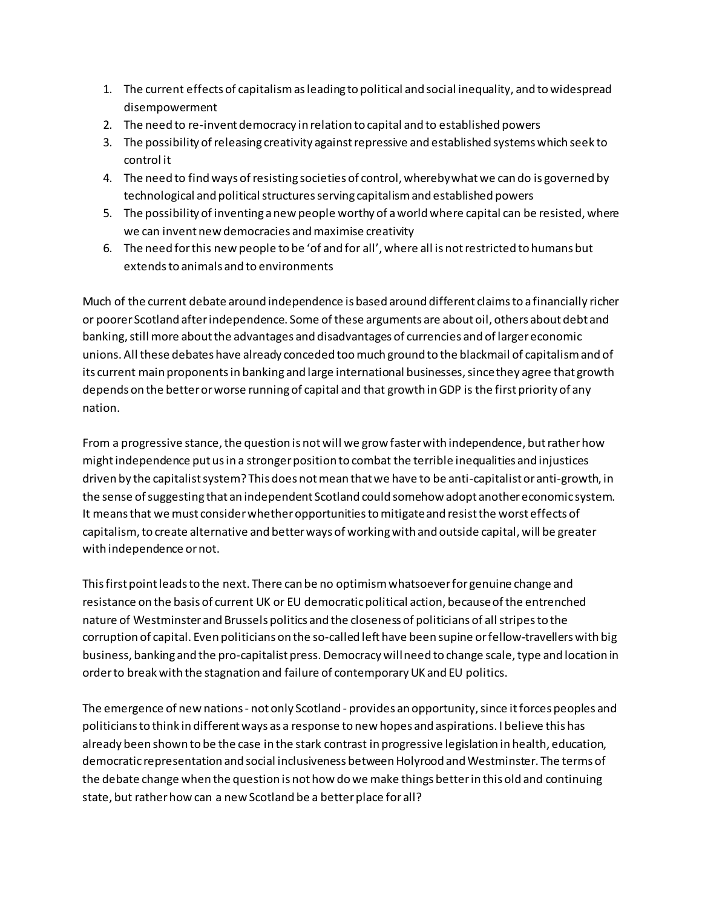1. The current effects of capitalism as leading to political and social inequality, and to widespread disempowerment
2. The need to re-invent democracy in relation to capital and to established powers
3. The possibility of releasing creativity against repressive and established systems which seek to control it
4. The need to find ways of resisting societies of control, whereby what we can do is governed by technological and political structures serving capitalism and established powers
5. The possibility of inventing a new people worthy of a world where capital can be resisted, where we can invent new democracies and maximise creativity
6. The need for this new people to be 'of and for all', where all is not restricted to humans but extends to animals and to environments

Much of the current debate around independence is based around different claims to a financially richer or poorer Scotland after independence. Some of these arguments are about oil, others about debt and banking, still more about the advantages and disadvantages of currencies and of larger economic unions. All these debates have already conceded too much ground to the blackmail of capitalism and of its current main proponents in banking and large international businesses, since they agree that growth depends on the better or worse running of capital and that growth in GDP is the first priority of any nation.

From a progressive stance, the question is not will we grow faster with independence, but rather how might independence put us in a stronger position to combat the terrible inequalities and injustices driven by the capitalist system? This does not mean that we have to be anti-capitalist or anti-growth, in the sense of suggesting that an independent Scotland could somehow adopt another economic system. It means that we must consider whether opportunities to mitigate and resist the worst effects of capitalism, to create alternative and better ways of working with and outside capital, will be greater with independence or not.

This first point leads to the next. There can be no optimism whatsoever for genuine change and resistance on the basis of current UK or EU democratic political action, because of the entrenched nature of Westminster and Brussels politics and the closeness of politicians of all stripes to the corruption of capital. Even politicians on the so-called left have been supine or fellow-travellers with big business, banking and the pro-capitalist press. Democracy will need to change scale, type and location in order to break with the stagnation and failure of contemporary UK and EU politics.

The emergence of new nations - not only Scotland - provides an opportunity, since it forces peoples and politicians to think in different ways as a response to new hopes and aspirations. I believe this has already been shown to be the case in the stark contrast in progressive legislation in health, education, democratic representation and social inclusiveness between Holyrood and Westminster. The terms of the debate change when the question is not how do we make things better in this old and continuing state, but rather how can a new Scotland be a better place for all?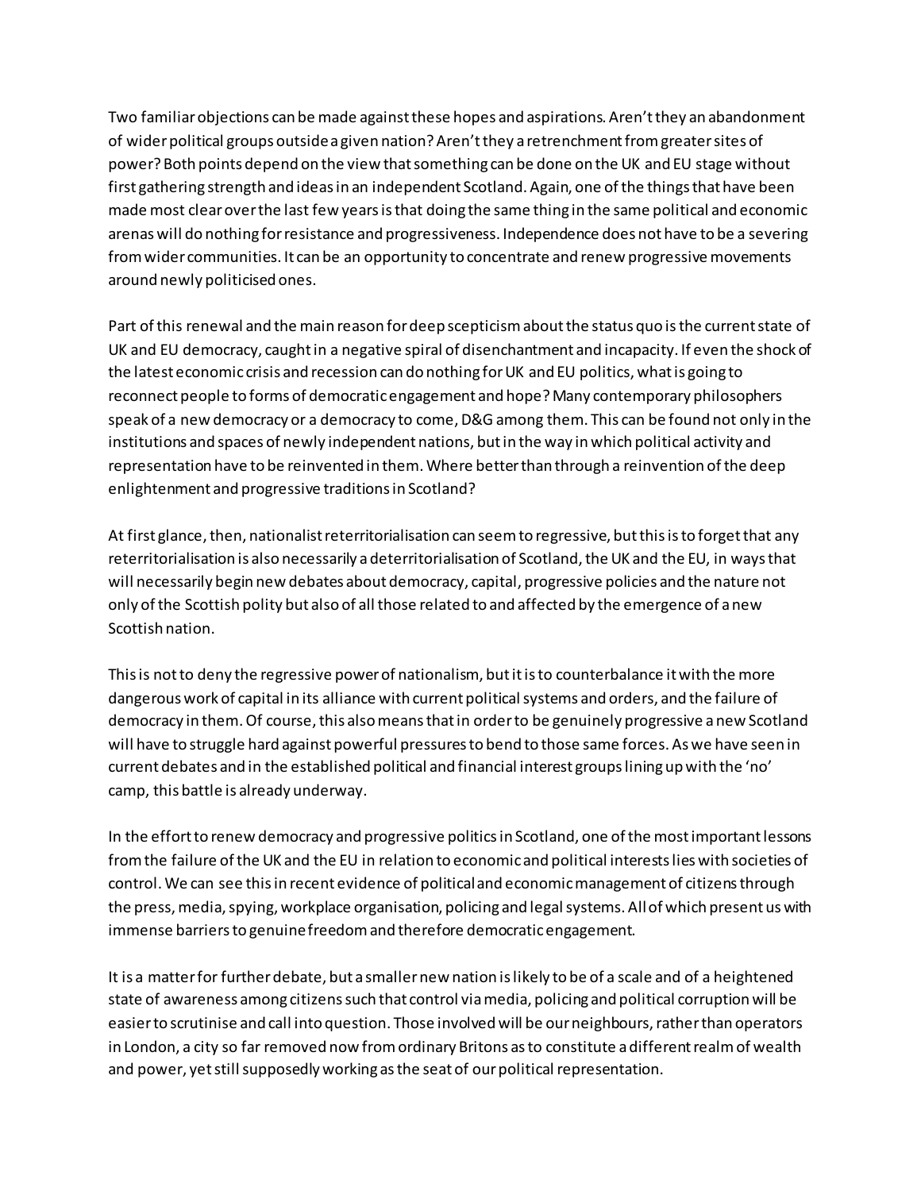Two familiar objections can be made against these hopes and aspirations. Aren't they an abandonment of wider political groups outside a given nation? Aren't they a retrenchment from greater sites of power? Both points depend on the view that something can be done on the UK and EU stage without first gathering strength and ideas in an independent Scotland. Again, one of the things that have been made most clear over the last few years is that doing the same thing in the same political and economic arenas will do nothing for resistance and progressiveness. Independence does not have to be a severing from wider communities. It can be an opportunity to concentrate and renew progressive movements around newly politicised ones.

Part of this renewal and the main reason for deep scepticism about the status quo is the current state of UK and EU democracy, caught in a negative spiral of disenchantment and incapacity. If even the shock of the latest economic crisis and recession can do nothing for UK and EU politics, what is going to reconnect people to forms of democratic engagement and hope? Many contemporary philosophers speak of a new democracy or a democracy to come, D&G among them. This can be found not only in the institutions and spaces of newly independent nations, but in the way in which political activity and representation have to be reinvented in them. Where better than through a reinvention of the deep enlightenment and progressive traditions in Scotland?

At first glance, then, nationalist reterritorialisation can seem to regressive, but this is to forget that any reterritorialisation is also necessarily a deterritorialisation of Scotland, the UK and the EU, in ways that will necessarily begin new debates about democracy, capital, progressive policies and the nature not only of the Scottish polity but also of all those related to and affected by the emergence of a new Scottish nation.

This is not to deny the regressive power of nationalism, but it is to counterbalance it with the more dangerous work of capital in its alliance with current political systems and orders, and the failure of democracy in them. Of course, this also means that in order to be genuinely progressive a new Scotland will have to struggle hard against powerful pressures to bend to those same forces. As we have seen in current debates and in the established political and financial interest groups lining up with the 'no' camp, this battle is already underway.

In the effort to renew democracy and progressive politics in Scotland, one of the most important lessons from the failure of the UK and the EU in relation to economic and political interests lies with societies of control. We can see this in recent evidence of political and economic management of citizens through the press, media, spying, workplace organisation, policing and legal systems. All of which present us with immense barriers to genuine freedom and therefore democratic engagement.

It is a matter for further debate, but a smaller new nation is likely to be of a scale and of a heightened state of awareness among citizens such that control via media, policing and political corruption will be easier to scrutinise and call into question. Those involved will be our neighbours, rather than operators in London, a city so far removed now from ordinary Britons as to constitute a different realm of wealth and power, yet still supposedly working as the seat of our political representation.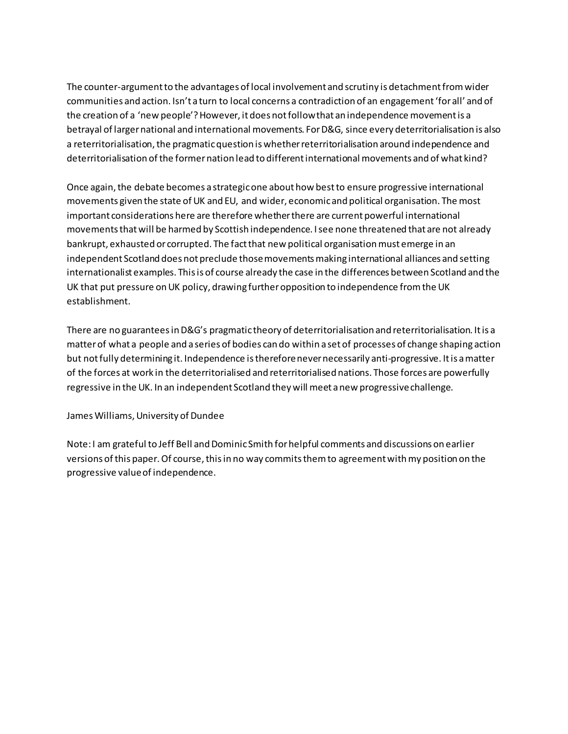The counter-argument to the advantages of local involvement and scrutiny is detachment from wider communities and action. Isn't a turn to local concerns a contradiction of an engagement 'for all' and of the creation of a 'new people'? However, it does not follow that an independence movement is a betrayal of larger national and international movements. For D&G, since every deterritorialisation is also a reterritorialisation, the pragmatic question is whether reterritorialisation around independence and deterritorialisation of the former nation lead to different international movements and of what kind?

Once again, the debate becomes a strategic one about how best to ensure progressive international movements given the state of UK and EU, and wider, economic and political organisation. The most important considerations here are therefore whether there are current powerful international movements that will be harmed by Scottish independence. I see none threatened that are not already bankrupt, exhausted or corrupted. The fact that new political organisation must emerge in an independent Scotland does not preclude those movements making international alliances and setting internationalist examples. This is of course already the case in the differences between Scotland and the UK that put pressure on UK policy, drawing further opposition to independence from the UK establishment.

There are no guarantees in D&G's pragmatic theory of deterritorialisation and reterritorialisation. It is a matter of what a people and a series of bodies can do within a set of processes of change shaping action but not fully determining it. Independence is therefore never necessarily anti-progressive. It is a matter of the forces at work in the deterritorialised and reterritorialised nations. Those forces are powerfully regressive in the UK. In an independent Scotland they will meet a new progressive challenge.

James Williams, University of Dundee

Note: I am grateful to Jeff Bell and Dominic Smith for helpful comments and discussions on earlier versions of this paper. Of course, this in no way commits them to agreement with my position on the progressive value of independence.